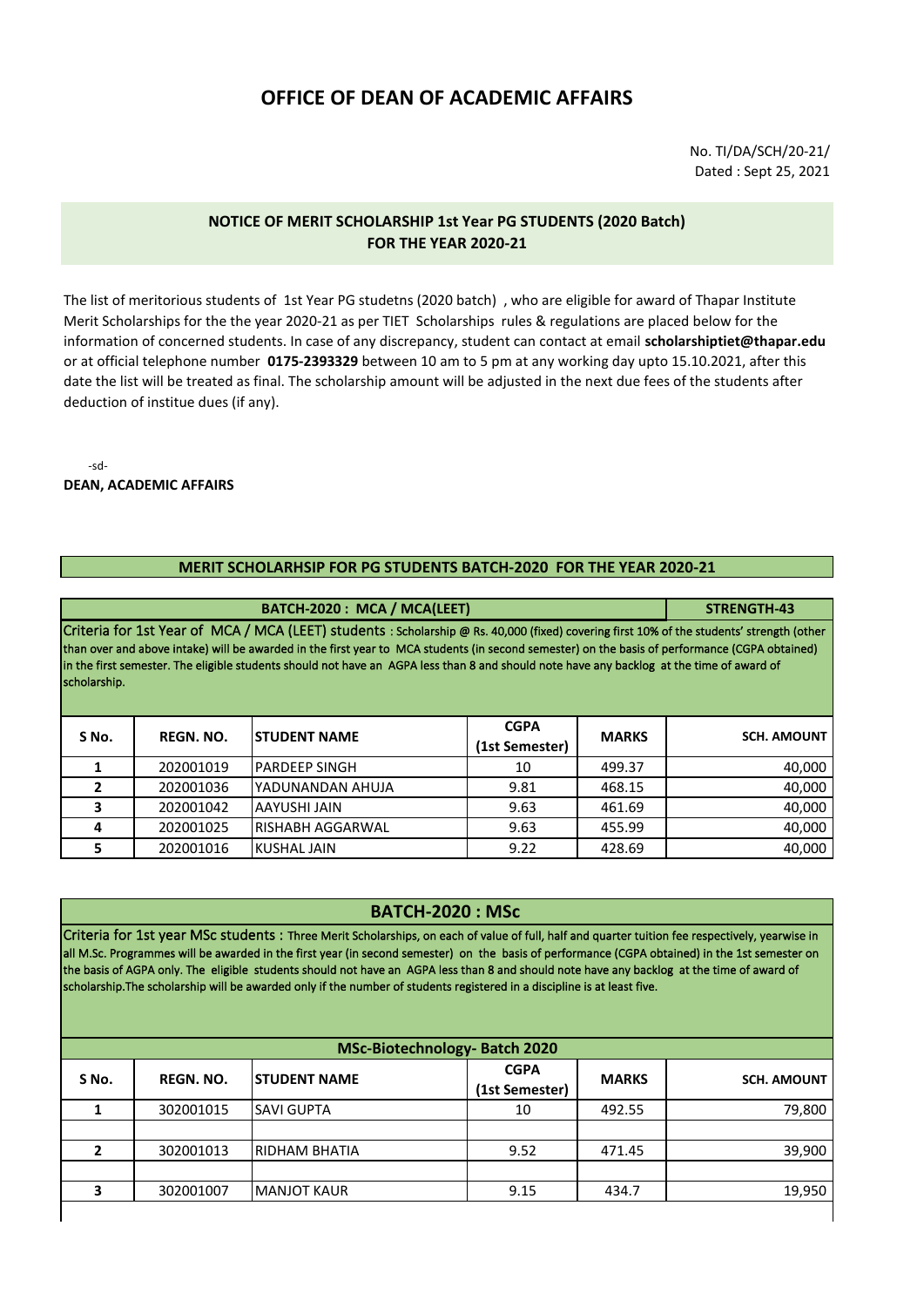# OFFICE OF DEAN OF ACADEMIC AFFAIRS

No. TI/DA/SCH/20-21/
Dated : Sept 25, 2021

## NOTICE OF MERIT SCHOLARSHIP 1st Year PG STUDENTS (2020 Batch) FOR THE YEAR 2020-21

The list of meritorious students of 1st Year PG studetns (2020 batch) , who are eligible for award of Thapar Institute Merit Scholarships for the the year 2020-21 as per TIET Scholarships rules & regulations are placed below for the information of concerned students. In case of any discrepancy, student can contact at email **scholarshiptiet@thapar.edu** or at official telephone number **0175-2393329** between 10 am to 5 pm at any working day upto 15.10.2021, after this date the list will be treated as final. The scholarship amount will be adjusted in the next due fees of the students after deduction of institue dues (if any).

-sd-
**DEAN, ACADEMIC AFFAIRS**

## MERIT SCHOLARHSIP FOR PG STUDENTS BATCH-2020 FOR THE YEAR 2020-21

### BATCH-2020 : MCA / MCA(LEET) — STRENGTH-43

Criteria for 1st Year of MCA / MCA (LEET) students : Scholarship @ Rs. 40,000 (fixed) covering first 10% of the students' strength (other than over and above intake) will be awarded in the first year to MCA students (in second semester) on the basis of performance (CGPA obtained) in the first semester. The eligible students should not have an AGPA less than 8 and should note have any backlog at the time of award of scholarship.

| S No. | REGN. NO. | STUDENT NAME | CGPA (1st Semester) | MARKS | SCH. AMOUNT |
|---|---|---|---|---|---|
| 1 | 202001019 | PARDEEP SINGH | 10 | 499.37 | 40,000 |
| 2 | 202001036 | YADUNANDAN AHUJA | 9.81 | 468.15 | 40,000 |
| 3 | 202001042 | AAYUSHI JAIN | 9.63 | 461.69 | 40,000 |
| 4 | 202001025 | RISHABH AGGARWAL | 9.63 | 455.99 | 40,000 |
| 5 | 202001016 | KUSHAL JAIN | 9.22 | 428.69 | 40,000 |

### BATCH-2020 : MSc

Criteria for 1st year MSc students : Three Merit Scholarships, on each of value of full, half and quarter tuition fee respectively, yearwise in all M.Sc. Programmes will be awarded in the first year (in second semester) on the basis of performance (CGPA obtained) in the 1st semester on the basis of AGPA only. The eligible students should not have an AGPA less than 8 and should note have any backlog at the time of award of scholarship.The scholarship will be awarded only if the number of students registered in a discipline is at least five.

**MSc-Biotechnology- Batch 2020**

| S No. | REGN. NO. | STUDENT NAME | CGPA (1st Semester) | MARKS | SCH. AMOUNT |
|---|---|---|---|---|---|
| 1 | 302001015 | SAVI GUPTA | 10 | 492.55 | 79,800 |
| 2 | 302001013 | RIDHAM BHATIA | 9.52 | 471.45 | 39,900 |
| 3 | 302001007 | MANJOT KAUR | 9.15 | 434.7 | 19,950 |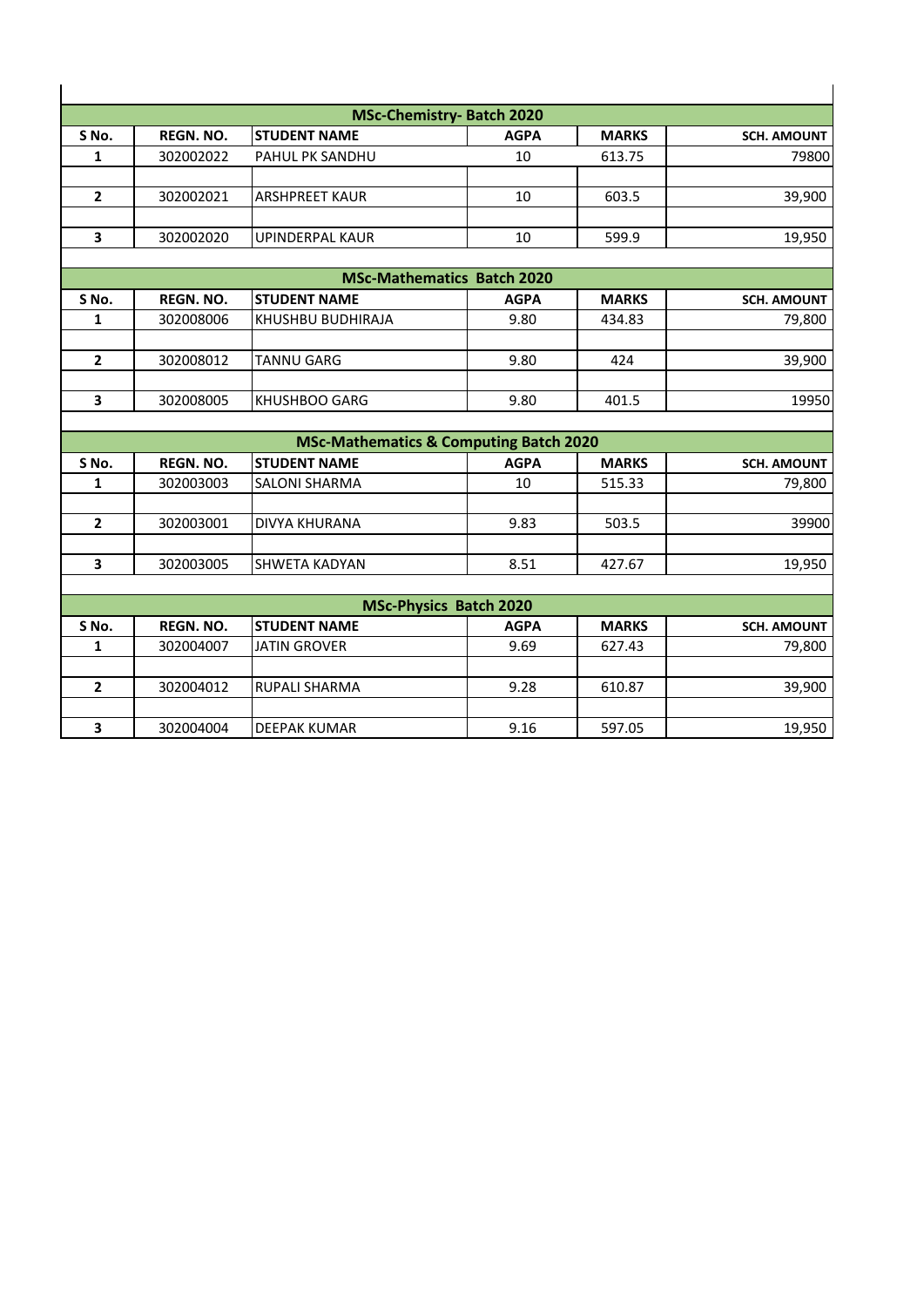| MSc-Chemistry- Batch 2020 | | | | | |
|---|---|---|---|---|---|
| **S No.** | **REGN. NO.** | **STUDENT NAME** | **AGPA** | **MARKS** | **SCH. AMOUNT** |
| **1** | 302002022 | PAHUL PK SANDHU | 10 | 613.75 | 79800 |
| | | | | | |
| **2** | 302002021 | ARSHPREET KAUR | 10 | 603.5 | 39,900 |
| | | | | | |
| **3** | 302002020 | UPINDERPAL KAUR | 10 | 599.9 | 19,950 |

| MSc-Mathematics Batch 2020 | | | | | |
|---|---|---|---|---|---|
| **S No.** | **REGN. NO.** | **STUDENT NAME** | **AGPA** | **MARKS** | **SCH. AMOUNT** |
| **1** | 302008006 | KHUSHBU BUDHIRAJA | 9.80 | 434.83 | 79,800 |
| | | | | | |
| **2** | 302008012 | TANNU GARG | 9.80 | 424 | 39,900 |
| | | | | | |
| **3** | 302008005 | KHUSHBOO GARG | 9.80 | 401.5 | 19950 |

| MSc-Mathematics & Computing Batch 2020 | | | | | |
|---|---|---|---|---|---|
| **S No.** | **REGN. NO.** | **STUDENT NAME** | **AGPA** | **MARKS** | **SCH. AMOUNT** |
| **1** | 302003003 | SALONI SHARMA | 10 | 515.33 | 79,800 |
| | | | | | |
| **2** | 302003001 | DIVYA KHURANA | 9.83 | 503.5 | 39900 |
| | | | | | |
| **3** | 302003005 | SHWETA KADYAN | 8.51 | 427.67 | 19,950 |

| MSc-Physics Batch 2020 | | | | | |
|---|---|---|---|---|---|
| **S No.** | **REGN. NO.** | **STUDENT NAME** | **AGPA** | **MARKS** | **SCH. AMOUNT** |
| **1** | 302004007 | JATIN GROVER | 9.69 | 627.43 | 79,800 |
| | | | | | |
| **2** | 302004012 | RUPALI SHARMA | 9.28 | 610.87 | 39,900 |
| | | | | | |
| **3** | 302004004 | DEEPAK KUMAR | 9.16 | 597.05 | 19,950 |